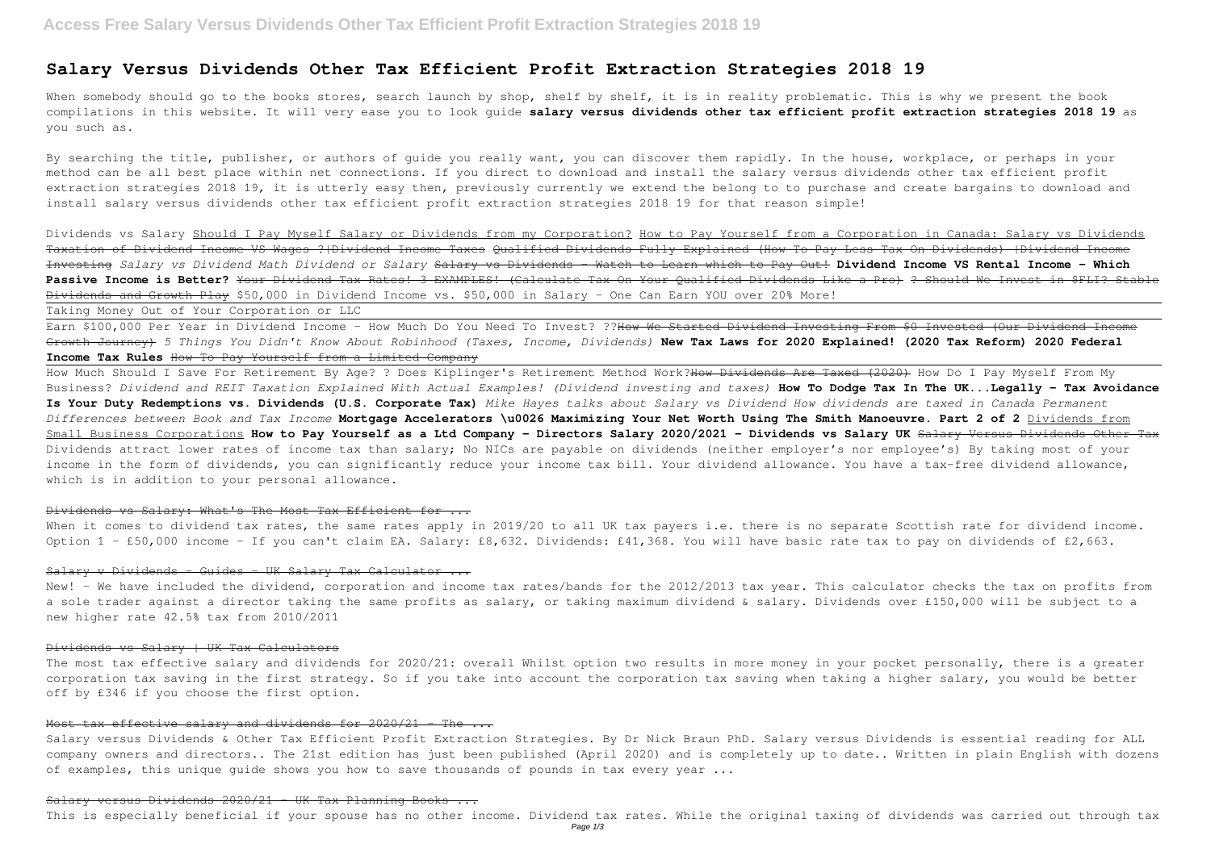# Salary Versus Dividends Other Tax Efficient Profit Extraction Strategies 2018 19

When somebody should go to the books stores, search launch by shop, shelf by shelf, it is in reality problematic. This is why we present the book compilations in this website. It will very ease you to look guide **salary versus dividends other tax efficient profit extraction strategies 2018 19** as you such as.

By searching the title, publisher, or authors of guide you really want, you can discover them rapidly. In the house, workplace, or perhaps in your method can be all best place within net connections. If you direct to download and install the salary versus dividends other tax efficient profit extraction strategies 2018 19, it is utterly easy then, previously currently we extend the belong to to purchase and create bargains to download and install salary versus dividends other tax efficient profit extraction strategies 2018 19 for that reason simple!

Dividends vs Salary Should I Pay Myself Salary or Dividends from my Corporation? How to Pay Yourself from a Corporation in Canada: Salary vs Dividends ~~Taxation of Dividend Income VS Wages ?|Dividend Income Taxes Qualified Dividends Fully Explained (How To Pay Less Tax On Dividends) |Dividend Income Investing~~ *Salary vs Dividend Math Dividend or Salary* ~~Salary vs Dividends - Watch to Learn which to Pay Out!~~ **Dividend Income VS Rental Income - Which Passive Income is Better?** ~~Your Dividend Tax Rates! 3 EXAMPLES! (Calculate Tax On Your Qualified Dividends Like a Pro) ? Should We Invest in $FLI? Stable Dividends and Growth Play~~ $50,000 in Dividend Income vs. $50,000 in Salary - One Can Earn YOU over 20% More!

Taking Money Out of Your Corporation or LLC

Earn $100,000 Per Year in Dividend Income - How Much Do You Need To Invest? ??~~How We Started Dividend Investing From $0 Invested (Our Dividend Income Growth Journey)~~ *5 Things You Didn't Know About Robinhood (Taxes, Income, Dividends)* **New Tax Laws for 2020 Explained! (2020 Tax Reform) 2020 Federal Income Tax Rules** How To Pay Yourself from a Limited Company

How Much Should I Save For Retirement By Age? ? Does Kiplinger's Retirement Method Work?~~How Dividends Are Taxed (2020)~~ How Do I Pay Myself From My Business? *Dividend and REIT Taxation Explained With Actual Examples! (Dividend investing and taxes)* **How To Dodge Tax In The UK...Legally - Tax Avoidance Is Your Duty Redemptions vs. Dividends (U.S. Corporate Tax)** *Mike Hayes talks about Salary vs Dividend How dividends are taxed in Canada Permanent Differences between Book and Tax Income* **Mortgage Accelerators \u0026 Maximizing Your Net Worth Using The Smith Manoeuvre. Part 2 of 2** Dividends from Small Business Corporations **How to Pay Yourself as a Ltd Company - Directors Salary 2020/2021 - Dividends vs Salary UK** ~~Salary Versus Dividends Other Tax~~ Dividends attract lower rates of income tax than salary; No NICs are payable on dividends (neither employer's nor employee's) By taking most of your income in the form of dividends, you can significantly reduce your income tax bill. Your dividend allowance. You have a tax-free dividend allowance, which is in addition to your personal allowance.

### Dividends vs Salary: What's The Most Tax Efficient for ...

When it comes to dividend tax rates, the same rates apply in 2019/20 to all UK tax payers i.e. there is no separate Scottish rate for dividend income. Option 1 – £50,000 income – If you can't claim EA. Salary: £8,632. Dividends: £41,368. You will have basic rate tax to pay on dividends of £2,663.

### Salary v Dividends - Guides - UK Salary Tax Calculator ...

New! - We have included the dividend, corporation and income tax rates/bands for the 2012/2013 tax year. This calculator checks the tax on profits from a sole trader against a director taking the same profits as salary, or taking maximum dividend & salary. Dividends over £150,000 will be subject to a new higher rate 42.5% tax from 2010/2011

### Dividends vs Salary | UK Tax Calculators

The most tax effective salary and dividends for 2020/21: overall Whilst option two results in more money in your pocket personally, there is a greater corporation tax saving in the first strategy. So if you take into account the corporation tax saving when taking a higher salary, you would be better off by £346 if you choose the first option.

### Most tax effective salary and dividends for 2020/21 - The ...

Salary versus Dividends & Other Tax Efficient Profit Extraction Strategies. By Dr Nick Braun PhD. Salary versus Dividends is essential reading for ALL company owners and directors.. The 21st edition has just been published (April 2020) and is completely up to date.. Written in plain English with dozens of examples, this unique guide shows you how to save thousands of pounds in tax every year ...

### Salary versus Dividends 2020/21 - UK Tax Planning Books ...

This is especially beneficial if your spouse has no other income. Dividend tax rates. While the original taxing of dividends was carried out through tax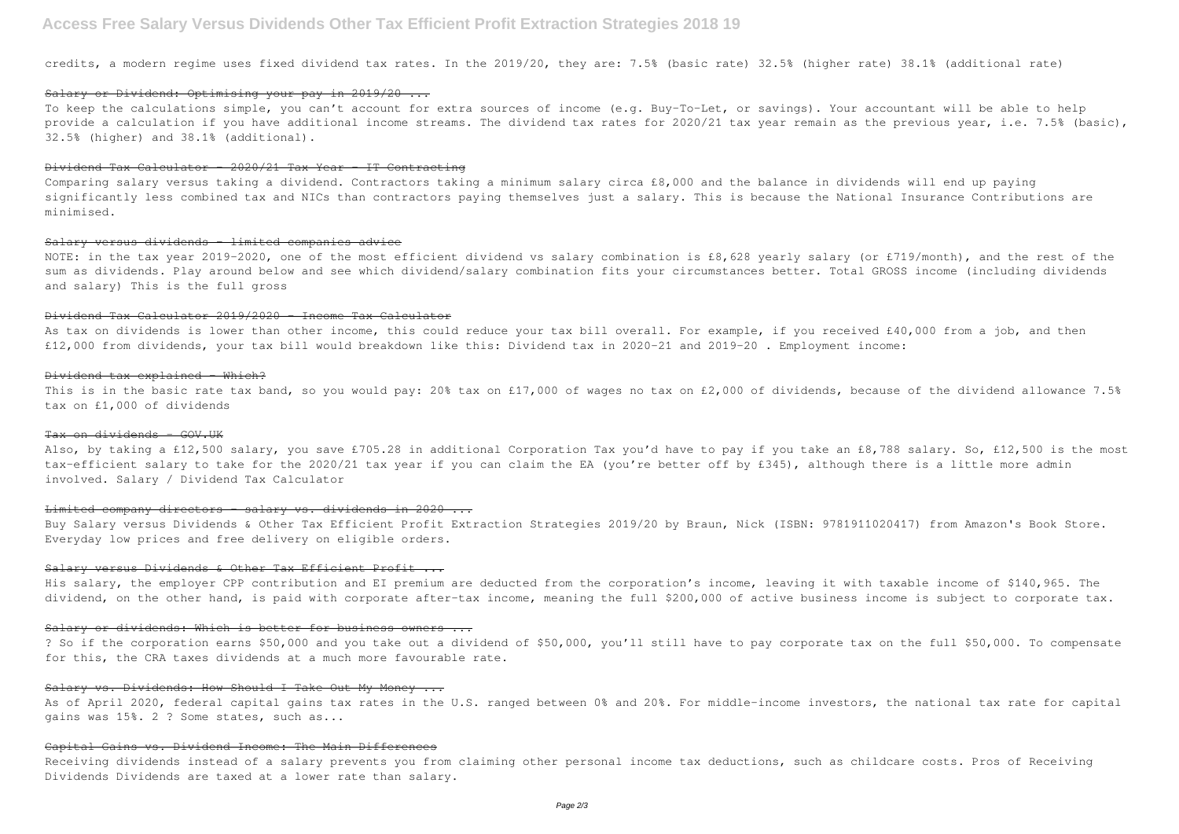credits, a modern regime uses fixed dividend tax rates. In the 2019/20, they are: 7.5% (basic rate) 32.5% (higher rate) 38.1% (additional rate)

### Salary or Dividend: Optimising your pay in 2019/20 ...

To keep the calculations simple, you can't account for extra sources of income (e.g. Buy-To-Let, or savings). Your accountant will be able to help provide a calculation if you have additional income streams. The dividend tax rates for 2020/21 tax year remain as the previous year, i.e. 7.5% (basic), 32.5% (higher) and 38.1% (additional).

### Dividend Tax Calculator - 2020/21 Tax Year - IT Contracting

Comparing salary versus taking a dividend. Contractors taking a minimum salary circa £8,000 and the balance in dividends will end up paying significantly less combined tax and NICs than contractors paying themselves just a salary. This is because the National Insurance Contributions are minimised.

### Salary versus dividends - limited companies advice

NOTE: in the tax year 2019-2020, one of the most efficient dividend vs salary combination is £8,628 yearly salary (or £719/month), and the rest of the sum as dividends. Play around below and see which dividend/salary combination fits your circumstances better. Total GROSS income (including dividends and salary) This is the full gross

### Dividend Tax Calculator 2019/2020 - Income Tax Calculator

As tax on dividends is lower than other income, this could reduce your tax bill overall. For example, if you received £40,000 from a job, and then £12,000 from dividends, your tax bill would breakdown like this: Dividend tax in 2020-21 and 2019-20 . Employment income:

### Dividend tax explained - Which?

This is in the basic rate tax band, so you would pay: 20% tax on £17,000 of wages no tax on £2,000 of dividends, because of the dividend allowance 7.5% tax on £1,000 of dividends

### Tax on dividends - GOV.UK

Also, by taking a £12,500 salary, you save £705.28 in additional Corporation Tax you'd have to pay if you take an £8,788 salary. So, £12,500 is the most tax-efficient salary to take for the 2020/21 tax year if you can claim the EA (you're better off by £345), although there is a little more admin involved. Salary / Dividend Tax Calculator

### Limited company directors - salary vs. dividends in 2020 ...

Buy Salary versus Dividends & Other Tax Efficient Profit Extraction Strategies 2019/20 by Braun, Nick (ISBN: 9781911020417) from Amazon's Book Store. Everyday low prices and free delivery on eligible orders.

### Salary versus Dividends & Other Tax Efficient Profit ...

His salary, the employer CPP contribution and EI premium are deducted from the corporation's income, leaving it with taxable income of $140,965. The dividend, on the other hand, is paid with corporate after-tax income, meaning the full $200,000 of active business income is subject to corporate tax.

### Salary or dividends: Which is better for business owners ...

? So if the corporation earns $50,000 and you take out a dividend of $50,000, you'll still have to pay corporate tax on the full $50,000. To compensate for this, the CRA taxes dividends at a much more favourable rate.

### Salary vs. Dividends: How Should I Take Out My Money ...

As of April 2020, federal capital gains tax rates in the U.S. ranged between 0% and 20%. For middle-income investors, the national tax rate for capital gains was 15%. 2 ? Some states, such as...

### Capital Gains vs. Dividend Income: The Main Differences

Receiving dividends instead of a salary prevents you from claiming other personal income tax deductions, such as childcare costs. Pros of Receiving Dividends Dividends are taxed at a lower rate than salary.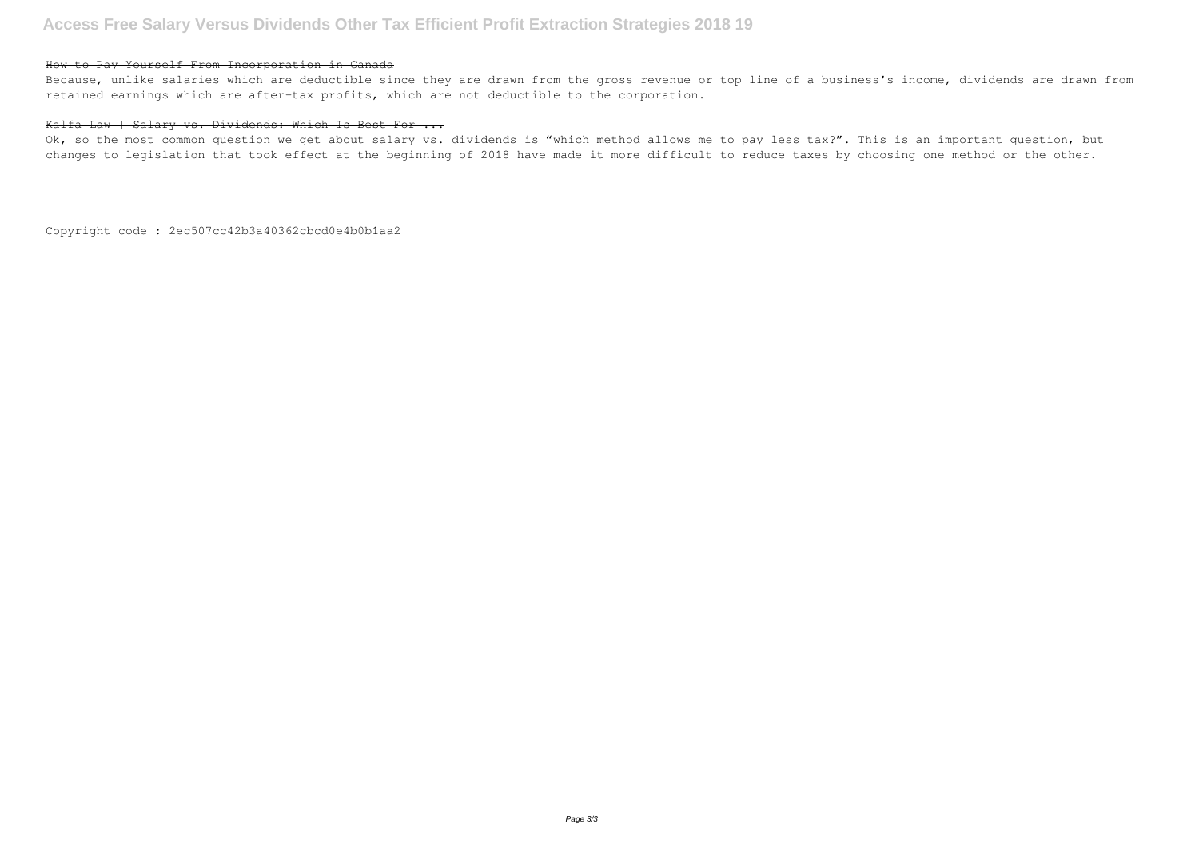How to Pay Yourself From Incorporation in Canada

Because, unlike salaries which are deductible since they are drawn from the gross revenue or top line of a business's income, dividends are drawn from retained earnings which are after-tax profits, which are not deductible to the corporation.

Kalfa Law | Salary vs. Dividends: Which Is Best For ...

Ok, so the most common question we get about salary vs. dividends is "which method allows me to pay less tax?". This is an important question, but changes to legislation that took effect at the beginning of 2018 have made it more difficult to reduce taxes by choosing one method or the other.

Copyright code : 2ec507cc42b3a40362cbcd0e4b0b1aa2